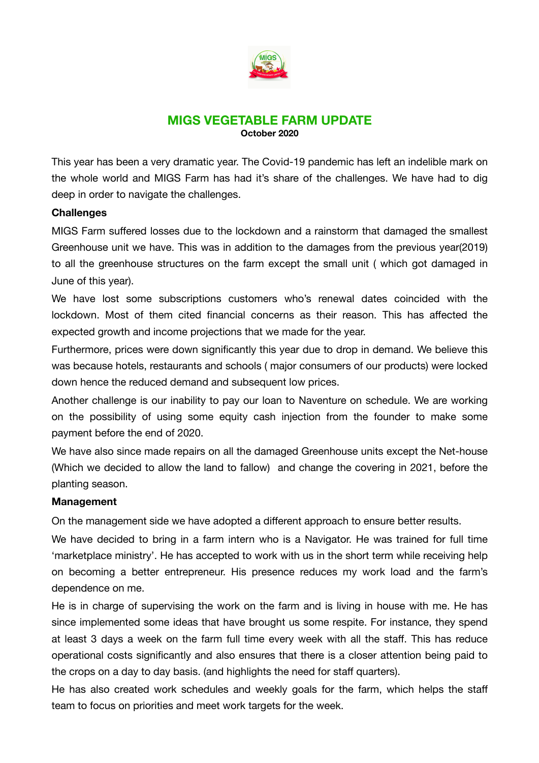# MIGS VEGETABLE FARM UPDATE

**October 2020**

This year has been a very dramatic year. The Covid-19 pandemic has left an indelible mark on the whole world and MIGS Farm has had it's share of the challenges. We have had to dig deep in order to navigate the challenges.

**Challenges**

MIGS Farm suffered losses due to the lockdown and a rainstorm that damaged the smallest Greenhouse unit we have. This was in addition to the damages from the previous year(2019) to all the greenhouse structures on the farm except the small unit ( which got damaged in June of this year).

We have lost some subscriptions customers who's renewal dates coincided with the lockdown. Most of them cited financial concerns as their reason. This has affected the expected growth and income projections that we made for the year.

Furthermore, prices were down significantly this year due to drop in demand. We believe this was because hotels, restaurants and schools ( major consumers of our products) were locked down hence the reduced demand and subsequent low prices.

Another challenge is our inability to pay our loan to Naventure on schedule. We are working on the possibility of using some equity cash injection from the founder to make some payment before the end of 2020.

We have also since made repairs on all the damaged Greenhouse units except the Net-house (Which we decided to allow the land to fallow) and change the covering in 2021, before the planting season.

**Management**

On the management side we have adopted a different approach to ensure better results.

We have decided to bring in a farm intern who is a Navigator. He was trained for full time 'marketplace ministry'. He has accepted to work with us in the short term while receiving help on becoming a better entrepreneur. His presence reduces my work load and the farm's dependence on me.

He is in charge of supervising the work on the farm and is living in house with me. He has since implemented some ideas that have brought us some respite. For instance, they spend at least 3 days a week on the farm full time every week with all the staff. This has reduce operational costs significantly and also ensures that there is a closer attention being paid to the crops on a day to day basis. (and highlights the need for staff quarters).

He has also created work schedules and weekly goals for the farm, which helps the staff team to focus on priorities and meet work targets for the week.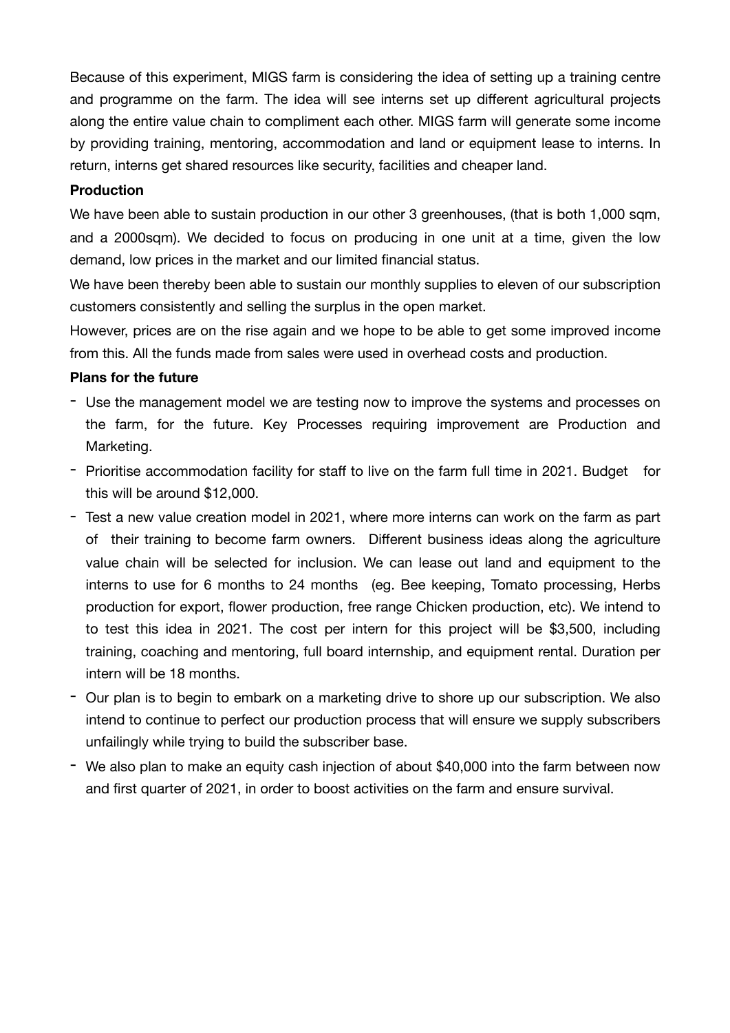Because of this experiment, MIGS farm is considering the idea of setting up a training centre and programme on the farm. The idea will see interns set up different agricultural projects along the entire value chain to compliment each other. MIGS farm will generate some income by providing training, mentoring, accommodation and land or equipment lease to interns. In return, interns get shared resources like security, facilities and cheaper land.

**Production**

We have been able to sustain production in our other 3 greenhouses, (that is both 1,000 sqm, and a 2000sqm). We decided to focus on producing in one unit at a time, given the low demand, low prices in the market and our limited financial status.

We have been thereby been able to sustain our monthly supplies to eleven of our subscription customers consistently and selling the surplus in the open market.

However, prices are on the rise again and we hope to be able to get some improved income from this. All the funds made from sales were used in overhead costs and production.

**Plans for the future**

- Use the management model we are testing now to improve the systems and processes on the farm, for the future. Key Processes requiring improvement are Production and Marketing.
- Prioritise accommodation facility for staff to live on the farm full time in 2021. Budget for this will be around $12,000.
- Test a new value creation model in 2021, where more interns can work on the farm as part of their training to become farm owners. Different business ideas along the agriculture value chain will be selected for inclusion. We can lease out land and equipment to the interns to use for 6 months to 24 months (eg. Bee keeping, Tomato processing, Herbs production for export, flower production, free range Chicken production, etc). We intend to to test this idea in 2021. The cost per intern for this project will be $3,500, including training, coaching and mentoring, full board internship, and equipment rental. Duration per intern will be 18 months.
- Our plan is to begin to embark on a marketing drive to shore up our subscription. We also intend to continue to perfect our production process that will ensure we supply subscribers unfailingly while trying to build the subscriber base.
- We also plan to make an equity cash injection of about $40,000 into the farm between now and first quarter of 2021, in order to boost activities on the farm and ensure survival.